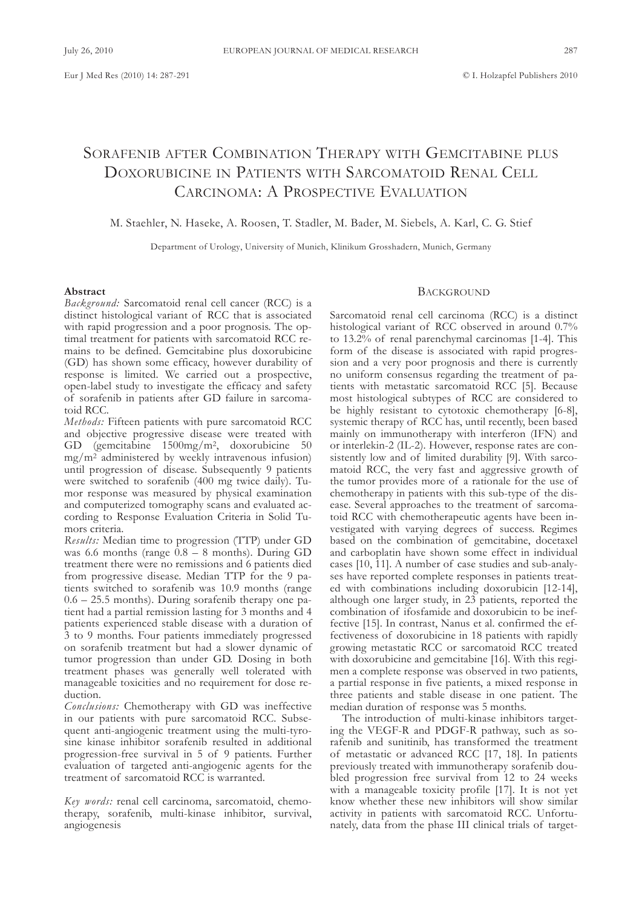# Sorafenib after Combination Therapy with Gemcitabine plus Doxorubicine in Patients with Sarcomatoid Renal Cell Carcinoma: A Prospective Evaluation

M. Staehler, N. Haseke, A. Roosen, T. Stadler, M. Bader, M. Siebels, A. Karl, C. G. Stief

Department of Urology, University of Munich, Klinikum Grosshadern, Munich, Germany

**Abstract**

*Background:* Sarcomatoid renal cell cancer (RCC) is a distinct histological variant of RCC that is associated with rapid progression and a poor prognosis. The optimal treatment for patients with sarcomatoid RCC remains to be defined. Gemcitabine plus doxorubicine (GD) has shown some efficacy, however durability of response is limited. We carried out a prospective, open-label study to investigate the efficacy and safety of sorafenib in patients after GD failure in sarcomatoid RCC.

*Methods:* Fifteen patients with pure sarcomatoid RCC and objective progressive disease were treated with GD (gemcitabine 1500mg/m$^2$, doxorubicine 50 mg/m$^2$ administered by weekly intravenous infusion) until progression of disease. Subsequently 9 patients were switched to sorafenib (400 mg twice daily). Tumor response was measured by physical examination and computerized tomography scans and evaluated according to Response Evaluation Criteria in Solid Tumors criteria.

*Results:* Median time to progression (TTP) under GD was 6.6 months (range 0.8 – 8 months). During GD treatment there were no remissions and 6 patients died from progressive disease. Median TTP for the 9 patients switched to sorafenib was 10.9 months (range 0.6 – 25.5 months). During sorafenib therapy one patient had a partial remission lasting for 3 months and 4 patients experienced stable disease with a duration of 3 to 9 months. Four patients immediately progressed on sorafenib treatment but had a slower dynamic of tumor progression than under GD. Dosing in both treatment phases was generally well tolerated with manageable toxicities and no requirement for dose reduction.

*Conclusions:* Chemotherapy with GD was ineffective in our patients with pure sarcomatoid RCC. Subsequent anti-angiogenic treatment using the multi-tyrosine kinase inhibitor sorafenib resulted in additional progression-free survival in 5 of 9 patients. Further evaluation of targeted anti-angiogenic agents for the treatment of sarcomatoid RCC is warranted.

*Key words:* renal cell carcinoma, sarcomatoid, chemotherapy, sorafenib, multi-kinase inhibitor, survival, angiogenesis

## Background

Sarcomatoid renal cell carcinoma (RCC) is a distinct histological variant of RCC observed in around 0.7% to 13.2% of renal parenchymal carcinomas [1-4]. This form of the disease is associated with rapid progression and a very poor prognosis and there is currently no uniform consensus regarding the treatment of patients with metastatic sarcomatoid RCC [5]. Because most histological subtypes of RCC are considered to be highly resistant to cytotoxic chemotherapy [6-8], systemic therapy of RCC has, until recently, been based mainly on immunotherapy with interferon (IFN) and or interlekin-2 (IL-2). However, response rates are consistently low and of limited durability [9]. With sarcomatoid RCC, the very fast and aggressive growth of the tumor provides more of a rationale for the use of chemotherapy in patients with this sub-type of the disease. Several approaches to the treatment of sarcomatoid RCC with chemotherapeutic agents have been investigated with varying degrees of success. Regimes based on the combination of gemcitabine, docetaxel and carboplatin have shown some effect in individual cases [10, 11]. A number of case studies and sub-analyses have reported complete responses in patients treated with combinations including doxorubicin [12-14], although one larger study, in 23 patients, reported the combination of ifosfamide and doxorubicin to be ineffective [15]. In contrast, Nanus et al. confirmed the effectiveness of doxorubicine in 18 patients with rapidly growing metastatic RCC or sarcomatoid RCC treated with doxorubicine and gemcitabine [16]. With this regimen a complete response was observed in two patients, a partial response in five patients, a mixed response in three patients and stable disease in one patient. The median duration of response was 5 months.

The introduction of multi-kinase inhibitors targeting the VEGF-R and PDGF-R pathway, such as sorafenib and sunitinib, has transformed the treatment of metastatic or advanced RCC [17, 18]. In patients previously treated with immunotherapy sorafenib doubled progression free survival from 12 to 24 weeks with a manageable toxicity profile [17]. It is not yet know whether these new inhibitors will show similar activity in patients with sarcomatoid RCC. Unfortunately, data from the phase III clinical trials of target-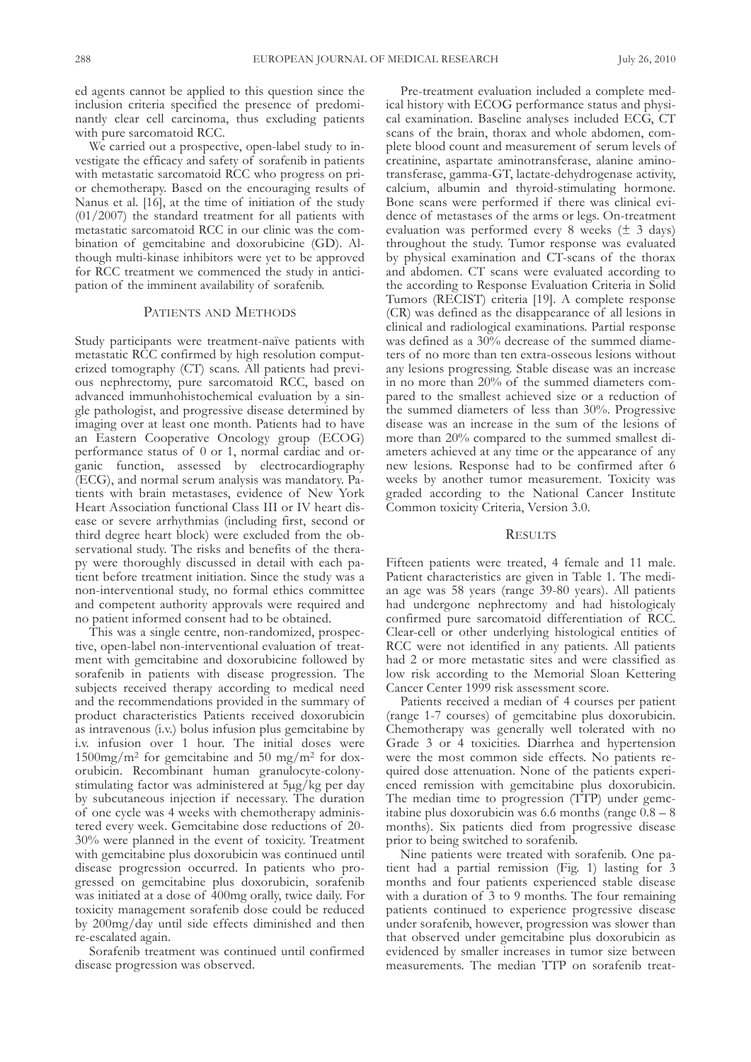ed agents cannot be applied to this question since the inclusion criteria specified the presence of predominantly clear cell carcinoma, thus excluding patients with pure sarcomatoid RCC.

We carried out a prospective, open-label study to investigate the efficacy and safety of sorafenib in patients with metastatic sarcomatoid RCC who progress on prior chemotherapy. Based on the encouraging results of Nanus et al. [16], at the time of initiation of the study (01/2007) the standard treatment for all patients with metastatic sarcomatoid RCC in our clinic was the combination of gemcitabine and doxorubicine (GD). Although multi-kinase inhibitors were yet to be approved for RCC treatment we commenced the study in anticipation of the imminent availability of sorafenib.

## Patients and Methods

Study participants were treatment-naïve patients with metastatic RCC confirmed by high resolution computerized tomography (CT) scans. All patients had previous nephrectomy, pure sarcomatoid RCC, based on advanced immunhohistochemical evaluation by a single pathologist, and progressive disease determined by imaging over at least one month. Patients had to have an Eastern Cooperative Oncology group (ECOG) performance status of 0 or 1, normal cardiac and organic function, assessed by electrocardiography (ECG), and normal serum analysis was mandatory. Patients with brain metastases, evidence of New York Heart Association functional Class III or IV heart disease or severe arrhythmias (including first, second or third degree heart block) were excluded from the observational study. The risks and benefits of the therapy were thoroughly discussed in detail with each patient before treatment initiation. Since the study was a non-interventional study, no formal ethics committee and competent authority approvals were required and no patient informed consent had to be obtained.

This was a single centre, non-randomized, prospective, open-label non-interventional evaluation of treatment with gemcitabine and doxorubicine followed by sorafenib in patients with disease progression. The subjects received therapy according to medical need and the recommendations provided in the summary of product characteristics Patients received doxorubicin as intravenous (i.v.) bolus infusion plus gemcitabine by i.v. infusion over 1 hour. The initial doses were 1500mg/m$^2$ for gemcitabine and 50 mg/m$^2$ for doxorubicin. Recombinant human granulocyte-colony-stimulating factor was administered at 5μg/kg per day by subcutaneous injection if necessary. The duration of one cycle was 4 weeks with chemotherapy administered every week. Gemcitabine dose reductions of 20-30% were planned in the event of toxicity. Treatment with gemcitabine plus doxorubicin was continued until disease progression occurred. In patients who progressed on gemcitabine plus doxorubicin, sorafenib was initiated at a dose of 400mg orally, twice daily. For toxicity management sorafenib dose could be reduced by 200mg/day until side effects diminished and then re-escalated again.

Sorafenib treatment was continued until confirmed disease progression was observed.

Pre-treatment evaluation included a complete medical history with ECOG performance status and physical examination. Baseline analyses included ECG, CT scans of the brain, thorax and whole abdomen, complete blood count and measurement of serum levels of creatinine, aspartate aminotransferase, alanine aminotransferase, gamma-GT, lactate-dehydrogenase activity, calcium, albumin and thyroid-stimulating hormone. Bone scans were performed if there was clinical evidence of metastases of the arms or legs. On-treatment evaluation was performed every 8 weeks (± 3 days) throughout the study. Tumor response was evaluated by physical examination and CT-scans of the thorax and abdomen. CT scans were evaluated according to the according to Response Evaluation Criteria in Solid Tumors (RECIST) criteria [19]. A complete response (CR) was defined as the disappearance of all lesions in clinical and radiological examinations. Partial response was defined as a 30% decrease of the summed diameters of no more than ten extra-osseous lesions without any lesions progressing. Stable disease was an increase in no more than 20% of the summed diameters compared to the smallest achieved size or a reduction of the summed diameters of less than 30%. Progressive disease was an increase in the sum of the lesions of more than 20% compared to the summed smallest diameters achieved at any time or the appearance of any new lesions. Response had to be confirmed after 6 weeks by another tumor measurement. Toxicity was graded according to the National Cancer Institute Common toxicity Criteria, Version 3.0.

## Results

Fifteen patients were treated, 4 female and 11 male. Patient characteristics are given in Table 1. The median age was 58 years (range 39-80 years). All patients had undergone nephrectomy and had histologicaly confirmed pure sarcomatoid differentiation of RCC. Clear-cell or other underlying histological entities of RCC were not identified in any patients. All patients had 2 or more metastatic sites and were classified as low risk according to the Memorial Sloan Kettering Cancer Center 1999 risk assessment score.

Patients received a median of 4 courses per patient (range 1-7 courses) of gemcitabine plus doxorubicin. Chemotherapy was generally well tolerated with no Grade 3 or 4 toxicities. Diarrhea and hypertension were the most common side effects. No patients required dose attenuation. None of the patients experienced remission with gemcitabine plus doxorubicin. The median time to progression (TTP) under gemcitabine plus doxorubicin was 6.6 months (range 0.8 – 8 months). Six patients died from progressive disease prior to being switched to sorafenib.

Nine patients were treated with sorafenib. One patient had a partial remission (Fig. 1) lasting for 3 months and four patients experienced stable disease with a duration of 3 to 9 months. The four remaining patients continued to experience progressive disease under sorafenib, however, progression was slower than that observed under gemcitabine plus doxorubicin as evidenced by smaller increases in tumor size between measurements. The median TTP on sorafenib treat-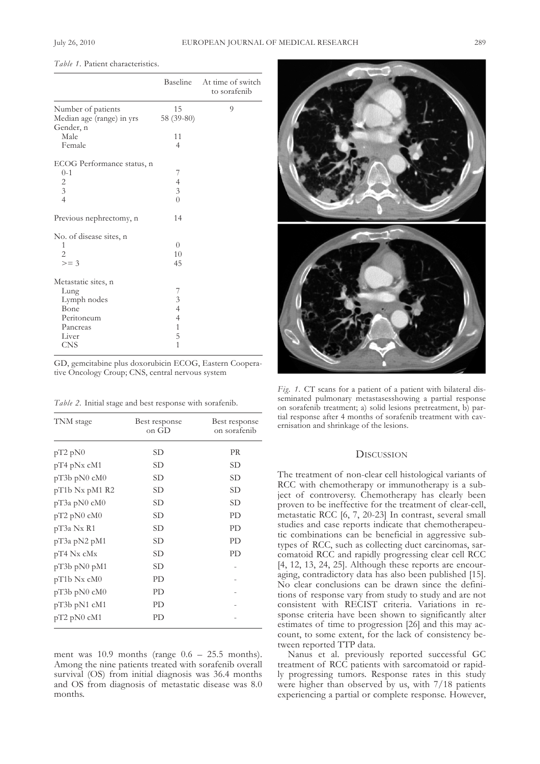*Table 1.* Patient characteristics.

| | Baseline | At time of switch to sorafenib |
|---|---|---|
| Number of patients | 15 | 9 |
| Median age (range) in yrs | 58 (39-80) | |
| Gender, n | | |
| Male | 11 | |
| Female | 4 | |
| ECOG Performance status, n | | |
| 0-1 | 7 | |
| 2 | 4 | |
| 3 | 3 | |
| 4 | 0 | |
| Previous nephrectomy, n | 14 | |
| No. of disease sites, n | | |
| 1 | 0 | |
| 2 | 10 | |
| >= 3 | 45 | |
| Metastatic sites, n | | |
| Lung | 7 | |
| Lymph nodes | 3 | |
| Bone | 4 | |
| Peritoneum | 4 | |
| Pancreas | 1 | |
| Liver | 5 | |
| CNS | 1 | |

GD, gemcitabine plus doxorubicin ECOG, Eastern Cooperative Oncology Croup; CNS, central nervous system

*Table 2.* Initial stage and best response with sorafenib.

| TNM stage | Best response on GD | Best response on sorafenib |
|---|---|---|
| pT2 pN0 | SD | PR |
| pT4 pNx cM1 | SD | SD |
| pT3b pN0 cM0 | SD | SD |
| pT1b Nx pM1 R2 | SD | SD |
| pT3a pN0 cM0 | SD | SD |
| pT2 pN0 cM0 | SD | PD |
| pT3a Nx R1 | SD | PD |
| pT3a pN2 pM1 | SD | PD |
| pT4 Nx cMx | SD | PD |
| pT3b pN0 pM1 | SD | - |
| pT1b Nx cM0 | PD | - |
| pT3b pN0 cM0 | PD | - |
| pT3b pN1 cM1 | PD | - |
| pT2 pN0 cM1 | PD | - |

ment was 10.9 months (range 0.6 – 25.5 months). Among the nine patients treated with sorafenib overall survival (OS) from initial diagnosis was 36.4 months and OS from diagnosis of metastatic disease was 8.0 months.

*Fig. 1.* CT scans for a patient of a patient with bilateral disseminated pulmonary metastasesshowing a partial response on sorafenib treatment; a) solid lesions pretreatment, b) partial response after 4 months of sorafenib treatment with cavernisation and shrinkage of the lesions.

## Discussion

The treatment of non-clear cell histological variants of RCC with chemotherapy or immunotherapy is a subject of controversy. Chemotherapy has clearly been proven to be ineffective for the treatment of clear-cell, metastatic RCC [6, 7, 20-23] In contrast, several small studies and case reports indicate that chemotherapeutic combinations can be beneficial in aggressive subtypes of RCC, such as collecting duct carcinomas, sarcomatoid RCC and rapidly progressing clear cell RCC [4, 12, 13, 24, 25]. Although these reports are encouraging, contradictory data has also been published [15]. No clear conclusions can be drawn since the definitions of response vary from study to study and are not consistent with RECIST criteria. Variations in response criteria have been shown to significantly alter estimates of time to progression [26] and this may account, to some extent, for the lack of consistency between reported TTP data.

Nanus et al. previously reported successful GC treatment of RCC patients with sarcomatoid or rapidly progressing tumors. Response rates in this study were higher than observed by us, with 7/18 patients experiencing a partial or complete response. However,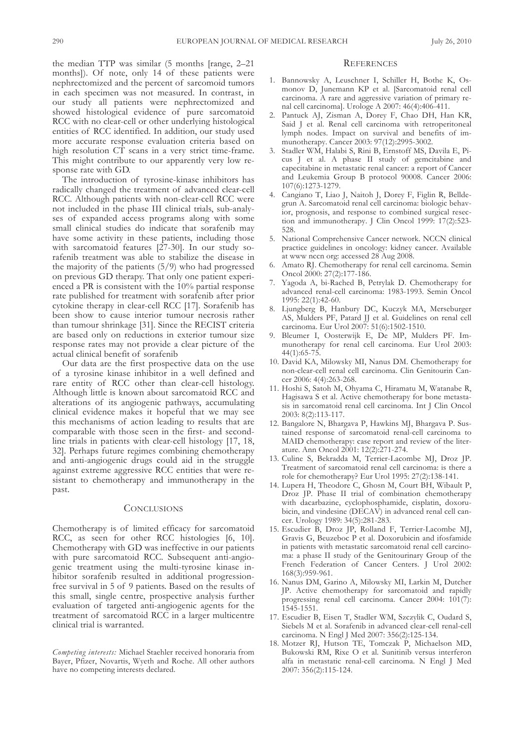the median TTP was similar (5 months [range, 2–21 months]). Of note, only 14 of these patients were nephrectomized and the percent of sarcomoid tumors in each specimen was not measured. In contrast, in our study all patients were nephrectomized and showed histological evidence of pure sarcomatoid RCC with no clear-cell or other underlying histological entities of RCC identified. In addition, our study used more accurate response evaluation criteria based on high resolution CT scans in a very strict time-frame. This might contribute to our apparently very low response rate with GD.

The introduction of tyrosine-kinase inhibitors has radically changed the treatment of advanced clear-cell RCC. Although patients with non-clear-cell RCC were not included in the phase III clinical trials, sub-analyses of expanded access programs along with some small clinical studies do indicate that sorafenib may have some activity in these patients, including those with sarcomatoid features [27-30]. In our study sorafenib treatment was able to stabilize the disease in the majority of the patients (5/9) who had progressed on previous GD therapy. That only one patient experienced a PR is consistent with the 10% partial response rate published for treatment with sorafenib after prior cytokine therapy in clear-cell RCC [17]. Sorafenib has been show to cause interior tumour necrosis rather than tumour shrinkage [31]. Since the RECIST criteria are based only on reductions in exterior tumour size response rates may not provide a clear picture of the actual clinical benefit of sorafenib

Our data are the first prospective data on the use of a tyrosine kinase inhibitor in a well defined and rare entity of RCC other than clear-cell histology. Although little is known about sarcomatoid RCC and alterations of its angiogenic pathways, accumulating clinical evidence makes it hopeful that we may see this mechanisms of action leading to results that are comparable with those seen in the first- and second-line trials in patients with clear-cell histology [17, 18, 32]. Perhaps future regimes combining chemotherapy and anti-angiogenic drugs could aid in the struggle against extreme aggressive RCC entities that were resistant to chemotherapy and immunotherapy in the past.

## Conclusions

Chemotherapy is of limited efficacy for sarcomatoid RCC, as seen for other RCC histologies [6, 10]. Chemotherapy with GD was ineffective in our patients with pure sarcomatoid RCC. Subsequent anti-angiogenic treatment using the multi-tyrosine kinase inhibitor sorafenib resulted in additional progression-free survival in 5 of 9 patients. Based on the results of this small, single centre, prospective analysis further evaluation of targeted anti-angiogenic agents for the treatment of sarcomatoid RCC in a larger multicentre clinical trial is warranted.

*Competing interests:* Michael Staehler received honoraria from Bayer, Pfizer, Novartis, Wyeth and Roche. All other authors have no competing interests declared.

## References

1. Bannowsky A, Leuschner I, Schiller H, Bothe K, Osmonov D, Junemann KP et al. [Sarcomatoid renal cell carcinoma. A rare and aggressive variation of primary renal cell carcinoma]. Urologe A 2007: 46(4):406-411.
2. Pantuck AJ, Zisman A, Dorey F, Chao DH, Han KR, Said J et al. Renal cell carcinoma with retroperitoneal lymph nodes. Impact on survival and benefits of immunotherapy. Cancer 2003: 97(12):2995-3002.
3. Stadler WM, Halabi S, Rini B, Ernstoff MS, Davila E, Picus J et al. A phase II study of gemcitabine and capecitabine in metastatic renal cancer: a report of Cancer and Leukemia Group B protocol 90008. Cancer 2006: 107(6):1273-1279.
4. Cangiano T, Liao J, Naitoh J, Dorey F, Figlin R, Belldegrun A. Sarcomatoid renal cell carcinoma: biologic behavior, prognosis, and response to combined surgical resection and immunotherapy. J Clin Oncol 1999: 17(2):523-528.
5. National Comprehensive Cancer network. NCCN clinical practice guidelines in oncology: kidney cancer. Available at www nccn org: accessed 28 Aug 2008.
6. Amato RJ. Chemotherapy for renal cell carcinoma. Semin Oncol 2000: 27(2):177-186.
7. Yagoda A, bi-Rached B, Petrylak D. Chemotherapy for advanced renal-cell carcinoma: 1983-1993. Semin Oncol 1995: 22(1):42-60.
8. Ljungberg B, Hanbury DC, Kuczyk MA, Merseburger AS, Mulders PF, Patard JJ et al. Guidelines on renal cell carcinoma. Eur Urol 2007: 51(6):1502-1510.
9. Bleumer I, Oosterwijk E, De MP, Mulders PF. Immunotherapy for renal cell carcinoma. Eur Urol 2003: 44(1):65-75.
10. David KA, Milowsky MI, Nanus DM. Chemotherapy for non-clear-cell renal cell carcinoma. Clin Genitourin Cancer 2006: 4(4):263-268.
11. Hoshi S, Satoh M, Ohyama C, Hiramatu M, Watanabe R, Hagisawa S et al. Active chemotherapy for bone metastasis in sarcomatoid renal cell carcinoma. Int J Clin Oncol 2003: 8(2):113-117.
12. Bangalore N, Bhargava P, Hawkins MJ, Bhargava P. Sustained response of sarcomatoid renal-cell carcinoma to MAID chemotherapy: case report and review of the literature. Ann Oncol 2001: 12(2):271-274.
13. Culine S, Bekradda M, Terrier-Lacombe MJ, Droz JP. Treatment of sarcomatoid renal cell carcinoma: is there a role for chemotherapy? Eur Urol 1995: 27(2):138-141.
14. Lupera H, Theodore C, Ghosn M, Court BH, Wibault P, Droz JP. Phase II trial of combination chemotherapy with dacarbazine, cyclophosphamide, cisplatin, doxorubicin, and vindesine (DECAV) in advanced renal cell cancer. Urology 1989: 34(5):281-283.
15. Escudier B, Droz JP, Rolland F, Terrier-Lacombe MJ, Gravis G, Beuzeboc P et al. Doxorubicin and ifosfamide in patients with metastatic sarcomatoid renal cell carcinoma: a phase II study of the Genitourinary Group of the French Federation of Cancer Centers. J Urol 2002: 168(3):959-961.
16. Nanus DM, Garino A, Milowsky MI, Larkin M, Dutcher JP. Active chemotherapy for sarcomatoid and rapidly progressing renal cell carcinoma. Cancer 2004: 101(7): 1545-1551.
17. Escudier B, Eisen T, Stadler WM, Szczylik C, Oudard S, Siebels M et al. Sorafenib in advanced clear-cell renal-cell carcinoma. N Engl J Med 2007: 356(2):125-134.
18. Motzer RJ, Hutson TE, Tomczak P, Michaelson MD, Bukowski RM, Rixe O et al. Sunitinib versus interferon alfa in metastatic renal-cell carcinoma. N Engl J Med 2007: 356(2):115-124.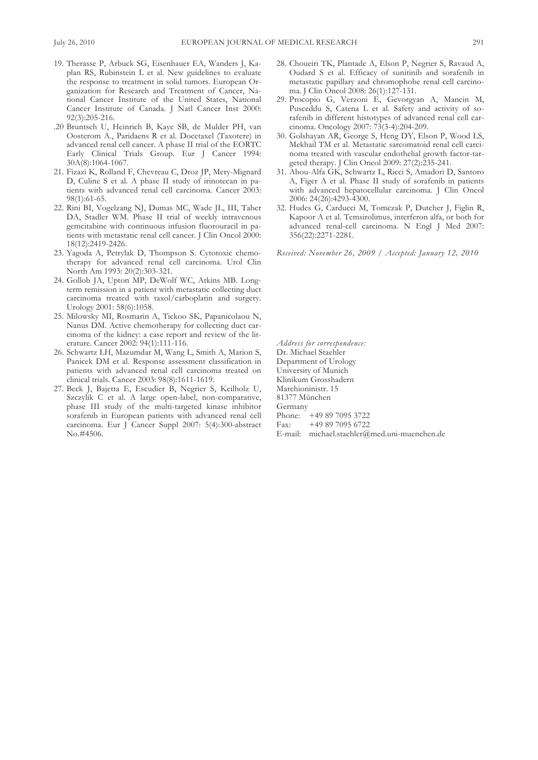19. Therasse P, Arbuck SG, Eisenhauer EA, Wanders J, Kaplan RS, Rubinstein L et al. New guidelines to evaluate the response to treatment in solid tumors. European Organization for Research and Treatment of Cancer, National Cancer Institute of the United States, National Cancer Institute of Canada. J Natl Cancer Inst 2000: 92(3):205-216.
20. Bruntsch U, Heinrich B, Kaye SB, de Mulder PH, van Oosterom A., Paridaens R et al. Docetaxel (Taxotere) in advanced renal cell cancer. A phase II trial of the EORTC Early Clinical Trials Group. Eur J Cancer 1994: 30A(8):1064-1067.
21. Fizazi K, Rolland F, Chevreau C, Droz JP, Mery-Mignard D, Culine S et al. A phase II study of irinotecan in patients with advanced renal cell carcinoma. Cancer 2003: 98(1):61-65.
22. Rini BI, Vogelzang NJ, Dumas MC, Wade JL, III, Taber DA, Stadler WM. Phase II trial of weekly intravenous gemcitabine with continuous infusion fluorouracil in patients with metastatic renal cell cancer. J Clin Oncol 2000: 18(12):2419-2426.
23. Yagoda A, Petrylak D, Thompson S. Cytotoxic chemotherapy for advanced renal cell carcinoma. Urol Clin North Am 1993: 20(2):303-321.
24. Gollob JA, Upton MP, DeWolf WC, Atkins MB. Long-term remission in a patient with metastatic collecting duct carcinoma treated with taxol/carboplatin and surgery. Urology 2001: 58(6):1058.
25. Milowsky MI, Rosmarin A, Tickoo SK, Papanicolaou N, Nanus DM. Active chemotherapy for collecting duct carcinoma of the kidney: a case report and review of the literature. Cancer 2002: 94(1):111-116.
26. Schwartz LH, Mazumdar M, Wang L, Smith A, Marion S, Panicek DM et al. Response assessment classification in patients with advanced renal cell carcinoma treated on clinical trials. Cancer 2003: 98(8):1611-1619.
27. Beck J, Bajetta E, Escudier B, Negrier S, Keilholz U, Szczylik C et al. A large open-label, non-comparative, phase III study of the multi-targeted kinase inhibitor sorafenib in European patients with advanced renal cell carcinoma. Eur J Cancer Suppl 2007: 5(4):300-abstract No.#4506.
28. Choueiri TK, Plantade A, Elson P, Negrier S, Ravaud A, Oudard S et al. Efficacy of sunitinib and sorafenib in metastatic papillary and chromophobe renal cell carcinoma. J Clin Oncol 2008: 26(1):127-131.
29. Procopio G, Verzoni E, Gevorgyan A, Mancin M, Pusceddu S, Catena L et al. Safety and activity of sorafenib in different histotypes of advanced renal cell carcinoma. Oncology 2007: 73(3-4):204-209.
30. Golshayan AR, George S, Heng DY, Elson P, Wood LS, Mekhail TM et al. Metastatic sarcomatoid renal cell carcinoma treated with vascular endothelial growth factor-targeted therapy. J Clin Oncol 2009: 27(2):235-241.
31. Abou-Alfa GK, Schwartz L, Ricci S, Amadori D, Santoro A, Figer A et al. Phase II study of sorafenib in patients with advanced hepatocellular carcinoma. J Clin Oncol 2006: 24(26):4293-4300.
32. Hudes G, Carducci M, Tomczak P, Dutcher J, Figlin R, Kapoor A et al. Temsirolimus, interferon alfa, or both for advanced renal-cell carcinoma. N Engl J Med 2007: 356(22):2271-2281.

*Received: November 26, 2009 / Accepted: January 12, 2010*

*Address for correspondence:*
Dr. Michael Staehler
Department of Urology
University of Munich
Klinikum Grosshadern
Marchioninistr. 15
81377 München
Germany
Phone: +49 89 7095 3722
Fax: +49 89 7095 6722
E-mail: michael.staehler@med.uni-muenchen.de